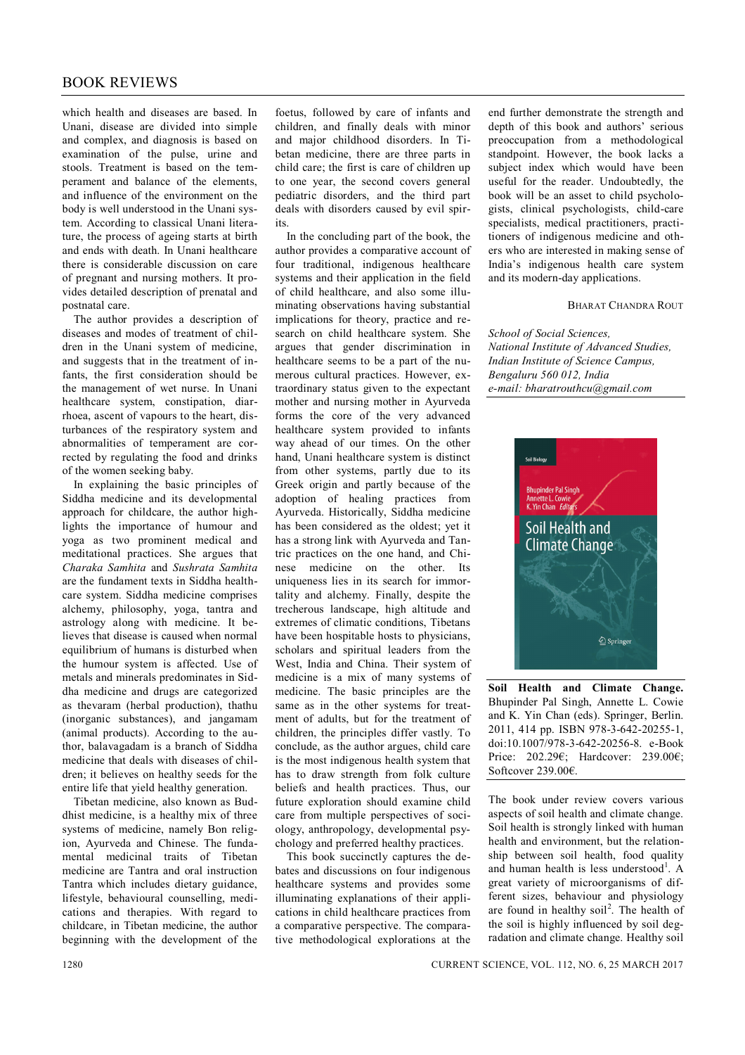which health and diseases are based. In Unani, disease are divided into simple and complex, and diagnosis is based on examination of the pulse, urine and stools. Treatment is based on the temperament and balance of the elements, and influence of the environment on the body is well understood in the Unani system. According to classical Unani literature, the process of ageing starts at birth and ends with death. In Unani healthcare there is considerable discussion on care of pregnant and nursing mothers. It provides detailed description of prenatal and postnatal care.

The author provides a description of diseases and modes of treatment of children in the Unani system of medicine, and suggests that in the treatment of infants, the first consideration should be the management of wet nurse. In Unani healthcare system, constipation, diarrhoea, ascent of vapours to the heart, disturbances of the respiratory system and abnormalities of temperament are corrected by regulating the food and drinks of the women seeking baby.

In explaining the basic principles of Siddha medicine and its developmental approach for childcare, the author highlights the importance of humour and yoga as two prominent medical and meditational practices. She argues that *Charaka Samhita* and *Sushrata Samhita* are the fundament texts in Siddha healthcare system. Siddha medicine comprises alchemy, philosophy, yoga, tantra and astrology along with medicine. It believes that disease is caused when normal equilibrium of humans is disturbed when the humour system is affected. Use of metals and minerals predominates in Siddha medicine and drugs are categorized as thevaram (herbal production), thathu (inorganic substances), and jangamam (animal products). According to the author, balavagadam is a branch of Siddha medicine that deals with diseases of children; it believes on healthy seeds for the entire life that yield healthy generation.

Tibetan medicine, also known as Buddhist medicine, is a healthy mix of three systems of medicine, namely Bon religion, Ayurveda and Chinese. The fundamental medicinal traits of Tibetan medicine are Tantra and oral instruction Tantra which includes dietary guidance, lifestyle, behavioural counselling, medications and therapies. With regard to childcare, in Tibetan medicine, the author beginning with the development of the foetus, followed by care of infants and children, and finally deals with minor and major childhood disorders. In Tibetan medicine, there are three parts in child care; the first is care of children up to one year, the second covers general pediatric disorders, and the third part deals with disorders caused by evil spirits.

In the concluding part of the book, the author provides a comparative account of four traditional, indigenous healthcare systems and their application in the field of child healthcare, and also some illuminating observations having substantial implications for theory, practice and research on child healthcare system. She argues that gender discrimination in healthcare seems to be a part of the numerous cultural practices. However, extraordinary status given to the expectant mother and nursing mother in Ayurveda forms the core of the very advanced healthcare system provided to infants way ahead of our times. On the other hand, Unani healthcare system is distinct from other systems, partly due to its Greek origin and partly because of the adoption of healing practices from Ayurveda. Historically, Siddha medicine has been considered as the oldest; yet it has a strong link with Ayurveda and Tantric practices on the one hand, and Chinese medicine on the other. Its uniqueness lies in its search for immortality and alchemy. Finally, despite the trecherous landscape, high altitude and extremes of climatic conditions, Tibetans have been hospitable hosts to physicians, scholars and spiritual leaders from the West, India and China. Their system of medicine is a mix of many systems of medicine. The basic principles are the same as in the other systems for treatment of adults, but for the treatment of children, the principles differ vastly. To conclude, as the author argues, child care is the most indigenous health system that has to draw strength from folk culture beliefs and health practices. Thus, our future exploration should examine child care from multiple perspectives of sociology, anthropology, developmental psychology and preferred healthy practices.

This book succinctly captures the debates and discussions on four indigenous healthcare systems and provides some illuminating explanations of their applications in child healthcare practices from a comparative perspective. The comparative methodological explorations at the end further demonstrate the strength and depth of this book and authors' serious preoccupation from a methodological standpoint. However, the book lacks a subject index which would have been useful for the reader. Undoubtedly, the book will be an asset to child psychologists, clinical psychologists, child-care specialists, medical practitioners, practitioners of indigenous medicine and others who are interested in making sense of India's indigenous health care system and its modern-day applications.

BHARAT CHANDRA ROUT

*School of Social Sciences,*
*National Institute of Advanced Studies,*
*Indian Institute of Science Campus,*
*Bengaluru 560 012, India*
*e-mail: bharatrouthcu@gmail.com*

---

**Soil Health and Climate Change.** Bhupinder Pal Singh, Annette L. Cowie and K. Yin Chan (eds). Springer, Berlin. 2011, 414 pp. ISBN 978-3-642-20255-1, doi:10.1007/978-3-642-20256-8. e-Book Price: 202.29€; Hardcover: 239.00€; Softcover 239.00€.

The book under review covers various aspects of soil health and climate change. Soil health is strongly linked with human health and environment, but the relationship between soil health, food quality and human health is less understood[1]. A great variety of microorganisms of different sizes, behaviour and physiology are found in healthy soil[2]. The health of the soil is highly influenced by soil degradation and climate change. Healthy soil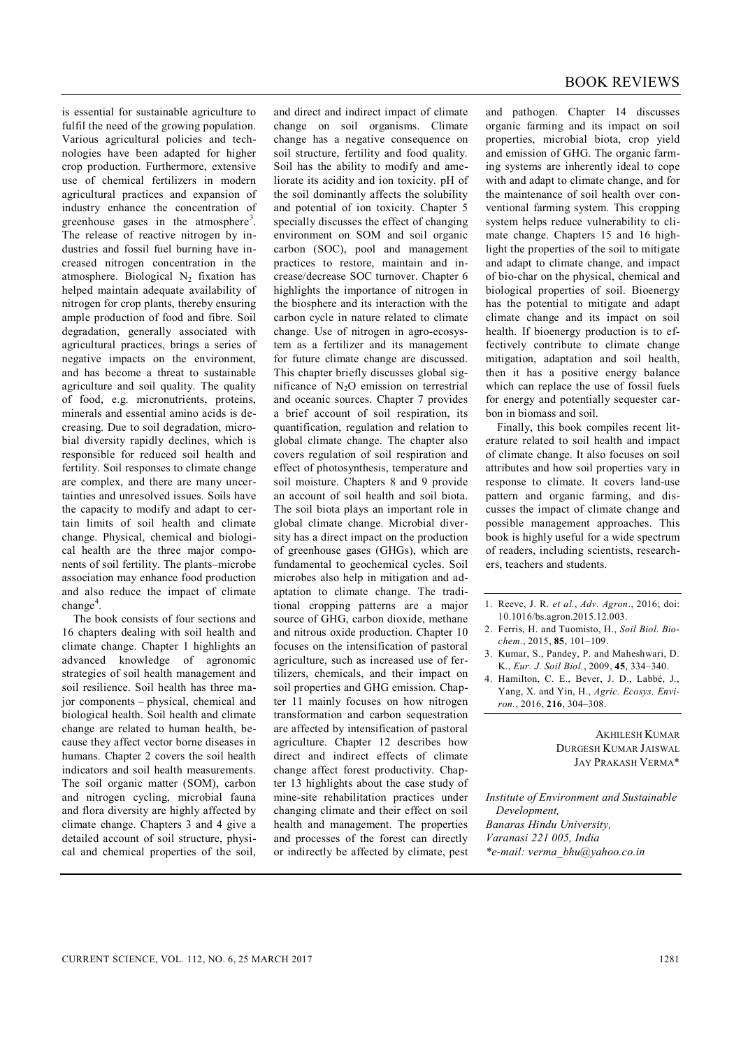is essential for sustainable agriculture to fulfil the need of the growing population. Various agricultural policies and technologies have been adapted for higher crop production. Furthermore, extensive use of chemical fertilizers in modern agricultural practices and expansion of industry enhance the concentration of greenhouse gases in the atmosphere[3]. The release of reactive nitrogen by industries and fossil fuel burning have increased nitrogen concentration in the atmosphere. Biological $N_2$ fixation has helped maintain adequate availability of nitrogen for crop plants, thereby ensuring ample production of food and fibre. Soil degradation, generally associated with agricultural practices, brings a series of negative impacts on the environment, and has become a threat to sustainable agriculture and soil quality. The quality of food, e.g. micronutrients, proteins, minerals and essential amino acids is decreasing. Due to soil degradation, microbial diversity rapidly declines, which is responsible for reduced soil health and fertility. Soil responses to climate change are complex, and there are many uncertainties and unresolved issues. Soils have the capacity to modify and adapt to certain limits of soil health and climate change. Physical, chemical and biological health are the three major components of soil fertility. The plants–microbe association may enhance food production and also reduce the impact of climate change[4].

The book consists of four sections and 16 chapters dealing with soil health and climate change. Chapter 1 highlights an advanced knowledge of agronomic strategies of soil health management and soil resilience. Soil health has three major components – physical, chemical and biological health. Soil health and climate change are related to human health, because they affect vector borne diseases in humans. Chapter 2 covers the soil health indicators and soil health measurements. The soil organic matter (SOM), carbon and nitrogen cycling, microbial fauna and flora diversity are highly affected by climate change. Chapters 3 and 4 give a detailed account of soil structure, physical and chemical properties of the soil, and direct and indirect impact of climate change on soil organisms. Climate change has a negative consequence on soil structure, fertility and food quality. Soil has the ability to modify and ameliorate its acidity and ion toxicity. pH of the soil dominantly affects the solubility and potential of ion toxicity. Chapter 5 specially discusses the effect of changing environment on SOM and soil organic carbon (SOC), pool and management practices to restore, maintain and increase/decrease SOC turnover. Chapter 6 highlights the importance of nitrogen in the biosphere and its interaction with the carbon cycle in nature related to climate change. Use of nitrogen in agro-ecosystem as a fertilizer and its management for future climate change are discussed. This chapter briefly discusses global significance of $N_2O$ emission on terrestrial and oceanic sources. Chapter 7 provides a brief account of soil respiration, its quantification, regulation and relation to global climate change. The chapter also covers regulation of soil respiration and effect of photosynthesis, temperature and soil moisture. Chapters 8 and 9 provide an account of soil health and soil biota. The soil biota plays an important role in global climate change. Microbial diversity has a direct impact on the production of greenhouse gases (GHGs), which are fundamental to geochemical cycles. Soil microbes also help in mitigation and adaptation to climate change. The traditional cropping patterns are a major source of GHG, carbon dioxide, methane and nitrous oxide production. Chapter 10 focuses on the intensification of pastoral agriculture, such as increased use of fertilizers, chemicals, and their impact on soil properties and GHG emission. Chapter 11 mainly focuses on how nitrogen transformation and carbon sequestration are affected by intensification of pastoral agriculture. Chapter 12 describes how direct and indirect effects of climate change affect forest productivity. Chapter 13 highlights about the case study of mine-site rehabilitation practices under changing climate and their effect on soil health and management. The properties and processes of the forest can directly or indirectly be affected by climate, pest and pathogen. Chapter 14 discusses organic farming and its impact on soil properties, microbial biota, crop yield and emission of GHG. The organic farming systems are inherently ideal to cope with and adapt to climate change, and for the maintenance of soil health over conventional farming system. This cropping system helps reduce vulnerability to climate change. Chapters 15 and 16 highlight the properties of the soil to mitigate and adapt to climate change, and impact of bio-char on the physical, chemical and biological properties of soil. Bioenergy has the potential to mitigate and adapt climate change and its impact on soil health. If bioenergy production is to effectively contribute to climate change mitigation, adaptation and soil health, then it has a positive energy balance which can replace the use of fossil fuels for energy and potentially sequester carbon in biomass and soil.

Finally, this book compiles recent literature related to soil health and impact of climate change. It also focuses on soil attributes and how soil properties vary in response to climate. It covers land-use pattern and organic farming, and discusses the impact of climate change and possible management approaches. This book is highly useful for a wide spectrum of readers, including scientists, researchers, teachers and students.

1. Reeve, J. R. *et al.*, *Adv. Agron*., 2016; doi: 10.1016/bs.agron.2015.12.003.
2. Ferris, H. and Tuomisto, H., *Soil Biol. Biochem.*, 2015, **85**, 101–109.
3. Kumar, S., Pandey, P. and Maheshwari, D. K., *Eur. J. Soil Biol.*, 2009, **45**, 334–340.
4. Hamilton, C. E., Bever, J. D., Labbé, J., Yang, X. and Yin, H., *Agric. Ecosys. Environ.*, 2016, **216**, 304–308.

AKHILESH KUMAR
DURGESH KUMAR JAISWAL
JAY PRAKASH VERMA*

*Institute of Environment and Sustainable Development,*
*Banaras Hindu University,*
*Varanasi 221 005, India*
*\*e-mail: verma_bhu@yahoo.co.in*